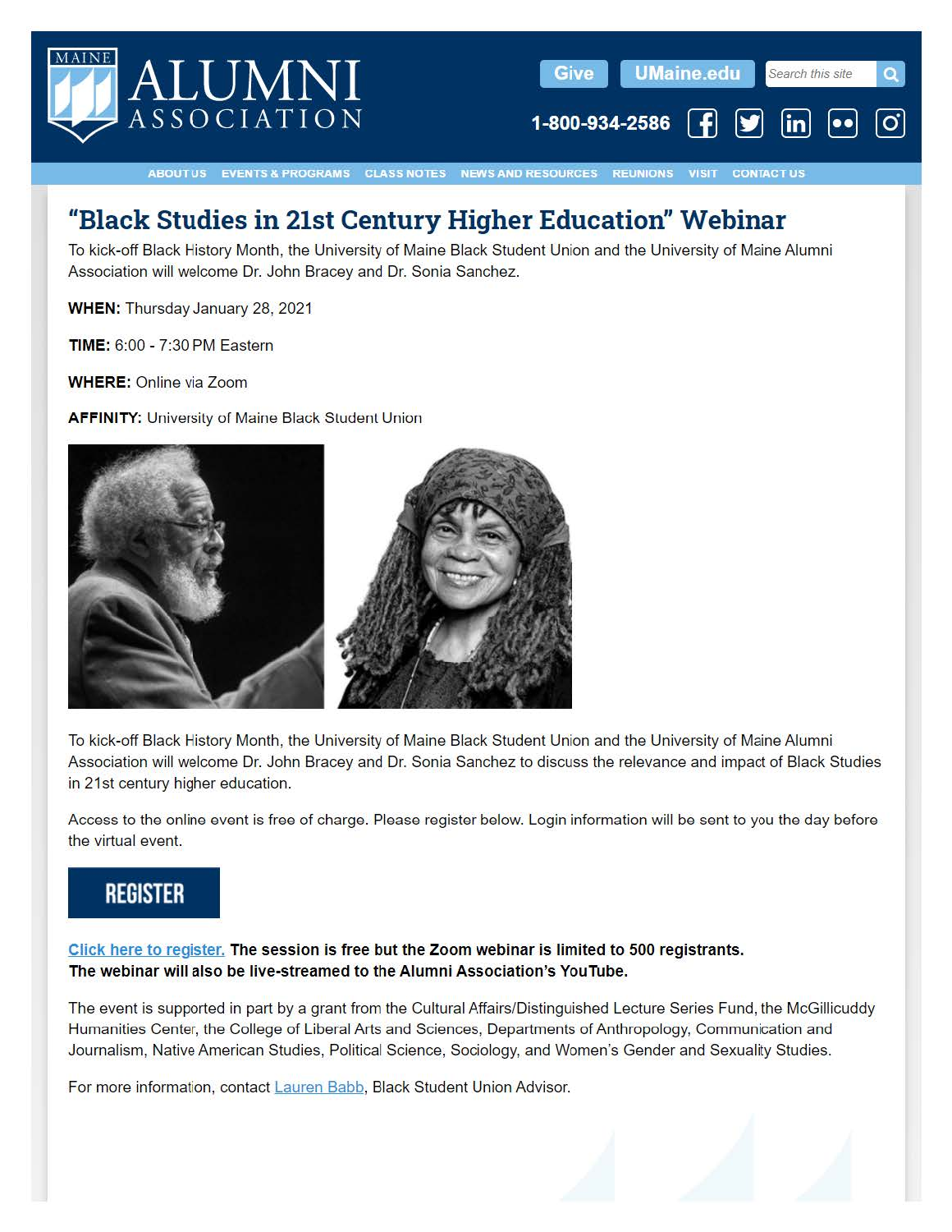# "Black Studies in 21st Century Higher Education" Webinar

To kick-off Black History Month, the University of Maine Black Student Union and the University of Maine Alumni Association will welcome Dr. John Bracey and Dr. Sonia Sanchez.

**WHEN:** Thursday January 28, 2021

**TIME:** 6:00 - 7:30 PM Eastern

**WHERE:** Online via Zoom

**AFFINITY:** University of Maine Black Student Union

To kick-off Black History Month, the University of Maine Black Student Union and the University of Maine Alumni Association will welcome Dr. John Bracey and Dr. Sonia Sanchez to discuss the relevance and impact of Black Studies in 21st century higher education.

Access to the online event is free of charge. Please register below. Login information will be sent to you the day before the virtual event.

**REGISTER**

Click here to register. **The session is free but the Zoom webinar is limited to 500 registrants. The webinar will also be live-streamed to the Alumni Association's YouTube.**

The event is supported in part by a grant from the Cultural Affairs/Distinguished Lecture Series Fund, the McGillicuddy Humanities Center, the College of Liberal Arts and Sciences, Departments of Anthropology, Communication and Journalism, Native American Studies, Political Science, Sociology, and Women's Gender and Sexuality Studies.

For more information, contact Lauren Babb, Black Student Union Advisor.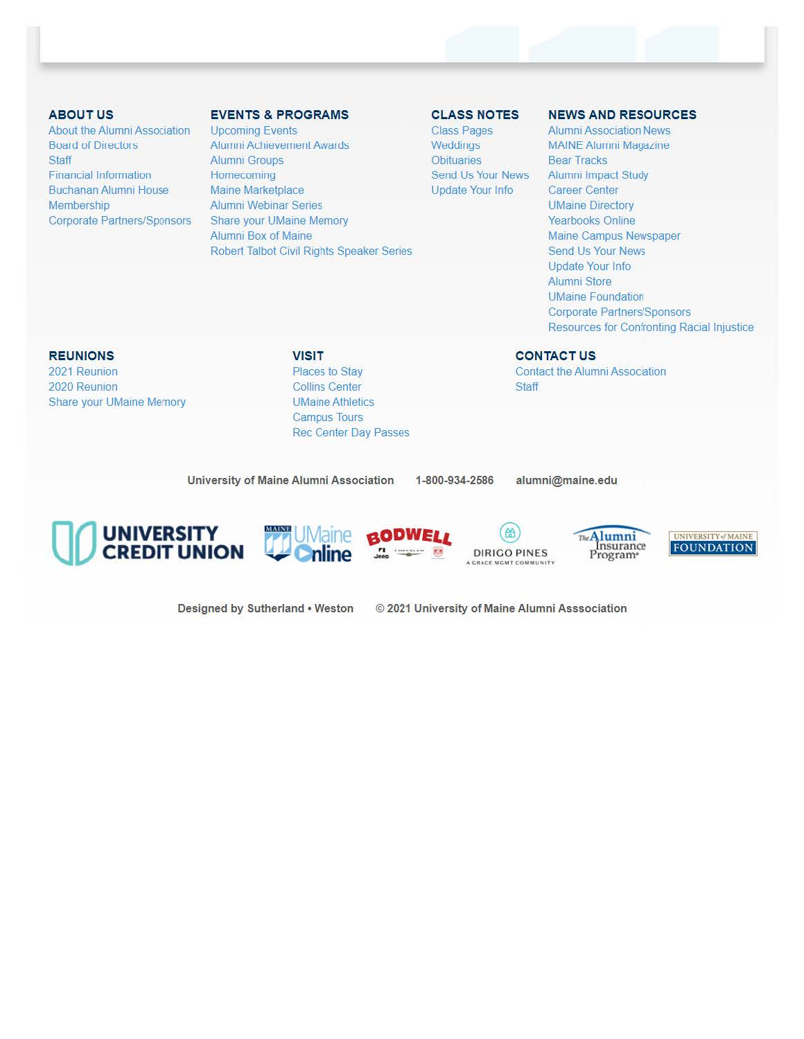## ABOUT US

- About the Alumni Association
- Board of Directors
- Staff
- Financial Information
- Buchanan Alumni House
- Membership
- Corporate Partners/Sponsors

## EVENTS & PROGRAMS

- Upcoming Events
- Alumni Achievement Awards
- Alumni Groups
- Homecoming
- Maine Marketplace
- Alumni Webinar Series
- Share your UMaine Memory
- Alumni Box of Maine
- Robert Talbot Civil Rights Speaker Series

## CLASS NOTES

- Class Pages
- Weddings
- Obituaries
- Send Us Your News
- Update Your Info

## NEWS AND RESOURCES

- Alumni Association News
- MAINE Alumni Magazine
- Bear Tracks
- Alumni Impact Study
- Career Center
- UMaine Directory
- Yearbooks Online
- Maine Campus Newspaper
- Send Us Your News
- Update Your Info
- Alumni Store
- UMaine Foundation
- Corporate Partners/Sponsors
- Resources for Confronting Racial Injustice

## REUNIONS

- 2021 Reunion
- 2020 Reunion
- Share your UMaine Memory

## VISIT

- Places to Stay
- Collins Center
- UMaine Athletics
- Campus Tours
- Rec Center Day Passes

## CONTACT US

- Contact the Alumni Association
- Staff

**University of Maine Alumni Association** **1-800-934-2586** **alumni@maine.edu**

UNIVERSITY CREDIT UNION | MAINE UMaine Online | BODWELL | DIRIGO PINES A GRACE MGMT COMMUNITY | The Alumni Insurance Program | UNIVERSITY of MAINE FOUNDATION

**Designed by Sutherland • Weston** **© 2021 University of Maine Alumni Asssociation**